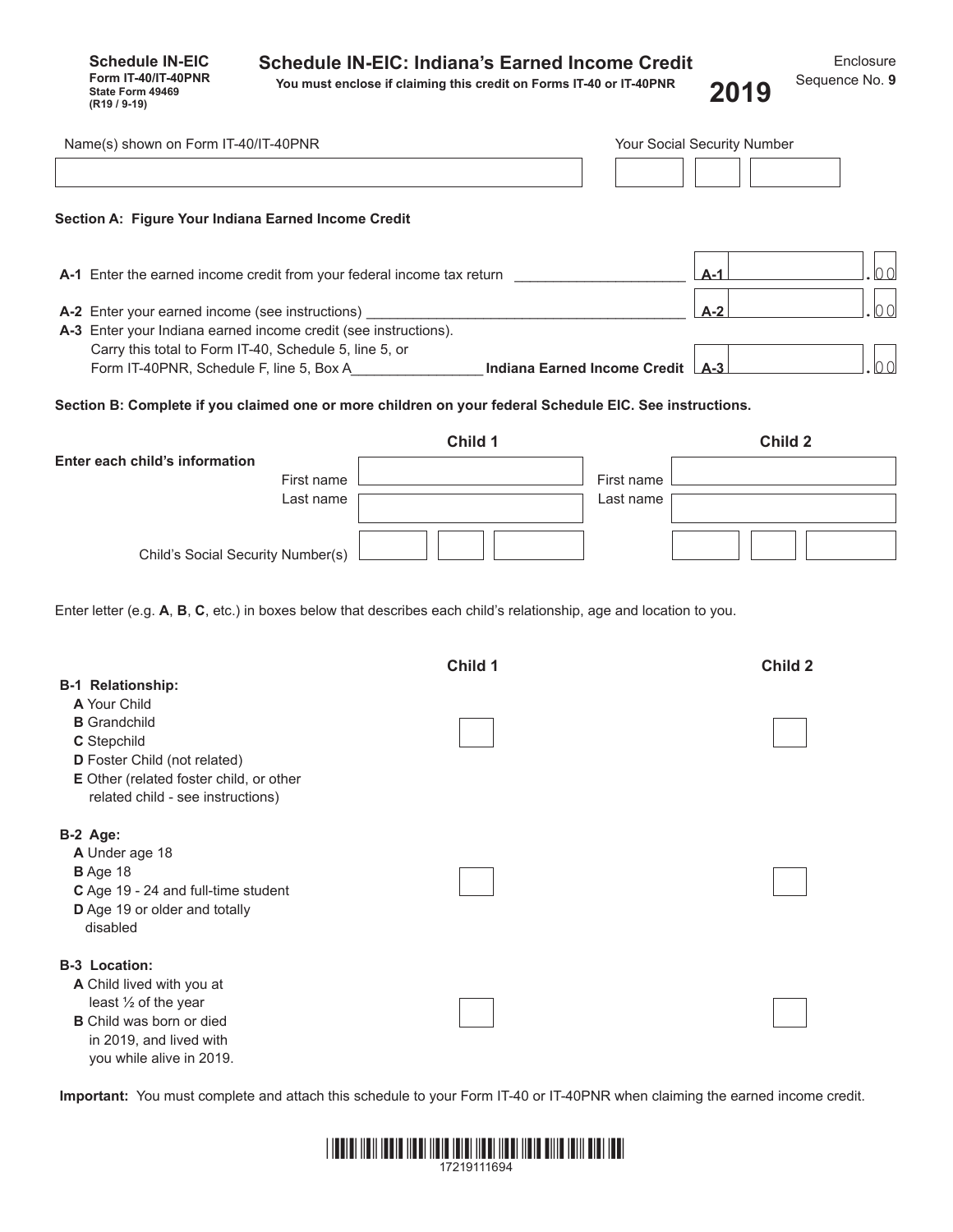**Schedule IN-EIC**
**Form IT-40/IT-40PNR**
**State Form 49469**
**(R19 / 9-19)**

# Schedule IN-EIC: Indiana's Earned Income Credit

**You must enclose if claiming this credit on Forms IT-40 or IT-40PNR**

**2019**

Enclosure Sequence No. **9**

Name(s) shown on Form IT-40/IT-40PNR | Your Social Security Number

**Section A: Figure Your Indiana Earned Income Credit**

**A-1** Enter the earned income credit from your federal income tax return ____________________ **A-1** .00

**A-2** Enter your earned income (see instructions) ________________________________________ **A-2** .00

**A-3** Enter your Indiana earned income credit (see instructions).
Carry this total to Form IT-40, Schedule 5, line 5, or
Form IT-40PNR, Schedule F, line 5, Box A________________ **Indiana Earned Income Credit** **A-3** .00

**Section B: Complete if you claimed one or more children on your federal Schedule EIC. See instructions.**

| **Enter each child's information** | **Child 1** | **Child 2** |
|---|---|---|
| First name | | |
| Last name | | |
| Child's Social Security Number(s) | | |

Enter letter (e.g. **A**, **B**, **C**, etc.) in boxes below that describes each child's relationship, age and location to you.

| | **Child 1** | **Child 2** |
|---|---|---|
| **B-1 Relationship:**<br>**A** Your Child<br>**B** Grandchild<br>**C** Stepchild<br>**D** Foster Child (not related)<br>**E** Other (related foster child, or other related child - see instructions) | | |
| **B-2 Age:**<br>**A** Under age 18<br>**B** Age 18<br>**C** Age 19 - 24 and full-time student<br>**D** Age 19 or older and totally disabled | | |
| **B-3 Location:**<br>**A** Child lived with you at least ½ of the year<br>**B** Child was born or died in 2019, and lived with you while alive in 2019. | | |

**Important:** You must complete and attach this schedule to your Form IT-40 or IT-40PNR when claiming the earned income credit.

17219111694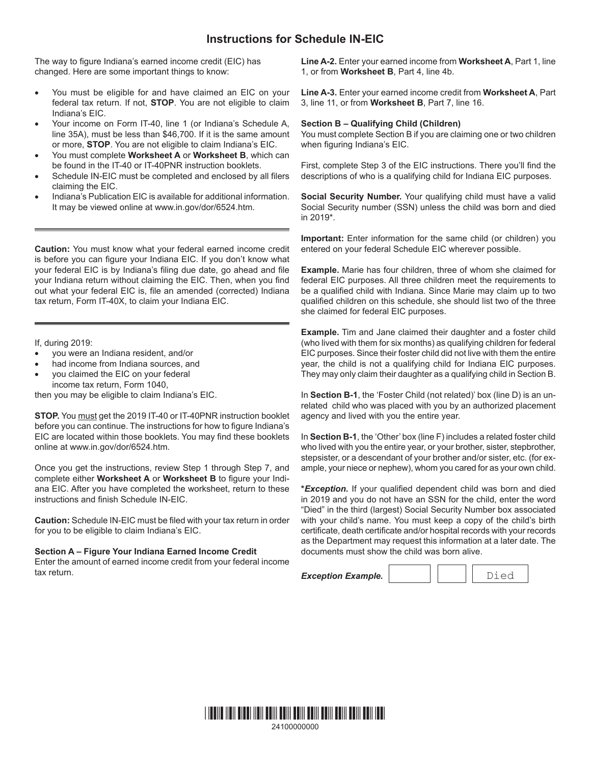# Instructions for Schedule IN-EIC

The way to figure Indiana's earned income credit (EIC) has changed. Here are some important things to know:

- You must be eligible for and have claimed an EIC on your federal tax return. If not, **STOP**. You are not eligible to claim Indiana's EIC.
- Your income on Form IT-40, line 1 (or Indiana's Schedule A, line 35A), must be less than $46,700. If it is the same amount or more, **STOP**. You are not eligible to claim Indiana's EIC.
- You must complete **Worksheet A** or **Worksheet B**, which can be found in the IT-40 or IT-40PNR instruction booklets.
- Schedule IN-EIC must be completed and enclosed by all filers claiming the EIC.
- Indiana's Publication EIC is available for additional information. It may be viewed online at www.in.gov/dor/6524.htm.

---

**Caution:** You must know what your federal earned income credit is before you can figure your Indiana EIC. If you don't know what your federal EIC is by Indiana's filing due date, go ahead and file your Indiana return without claiming the EIC. Then, when you find out what your federal EIC is, file an amended (corrected) Indiana tax return, Form IT-40X, to claim your Indiana EIC.

---

If, during 2019:

- you were an Indiana resident, and/or
- had income from Indiana sources, and
- you claimed the EIC on your federal income tax return, Form 1040,

then you may be eligible to claim Indiana's EIC.

**STOP.** You must get the 2019 IT-40 or IT-40PNR instruction booklet before you can continue. The instructions for how to figure Indiana's EIC are located within those booklets. You may find these booklets online at www.in.gov/dor/6524.htm.

Once you get the instructions, review Step 1 through Step 7, and complete either **Worksheet A** or **Worksheet B** to figure your Indiana EIC. After you have completed the worksheet, return to these instructions and finish Schedule IN-EIC.

**Caution:** Schedule IN-EIC must be filed with your tax return in order for you to be eligible to claim Indiana's EIC.

**Section A – Figure Your Indiana Earned Income Credit**
Enter the amount of earned income credit from your federal income tax return.

**Line A-2.** Enter your earned income from **Worksheet A**, Part 1, line 1, or from **Worksheet B**, Part 4, line 4b.

**Line A-3.** Enter your earned income credit from **Worksheet A**, Part 3, line 11, or from **Worksheet B**, Part 7, line 16.

**Section B – Qualifying Child (Children)**
You must complete Section B if you are claiming one or two children when figuring Indiana's EIC.

First, complete Step 3 of the EIC instructions. There you'll find the descriptions of who is a qualifying child for Indiana EIC purposes.

**Social Security Number.** Your qualifying child must have a valid Social Security number (SSN) unless the child was born and died in 2019*.

**Important:** Enter information for the same child (or children) you entered on your federal Schedule EIC wherever possible.

**Example.** Marie has four children, three of whom she claimed for federal EIC purposes. All three children meet the requirements to be a qualified child with Indiana. Since Marie may claim up to two qualified children on this schedule, she should list two of the three she claimed for federal EIC purposes.

**Example.** Tim and Jane claimed their daughter and a foster child (who lived with them for six months) as qualifying children for federal EIC purposes. Since their foster child did not live with them the entire year, the child is not a qualifying child for Indiana EIC purposes. They may only claim their daughter as a qualifying child in Section B.

In **Section B-1**, the 'Foster Child (not related)' box (line D) is an unrelated child who was placed with you by an authorized placement agency and lived with you the entire year.

In **Section B-1**, the 'Other' box (line F) includes a related foster child who lived with you the entire year, or your brother, sister, stepbrother, stepsister, or a descendant of your brother and/or sister, etc. (for example, your niece or nephew), whom you cared for as your own child.

***Exception.*** If your qualified dependent child was born and died in 2019 and you do not have an SSN for the child, enter the word "Died" in the third (largest) Social Security Number box associated with your child's name. You must keep a copy of the child's birth certificate, death certificate and/or hospital records with your records as the Department may request this information at a later date. The documents must show the child was born alive.

***Exception Example.***

| | | |
|---|---|---|
| | | Died |

24100000000